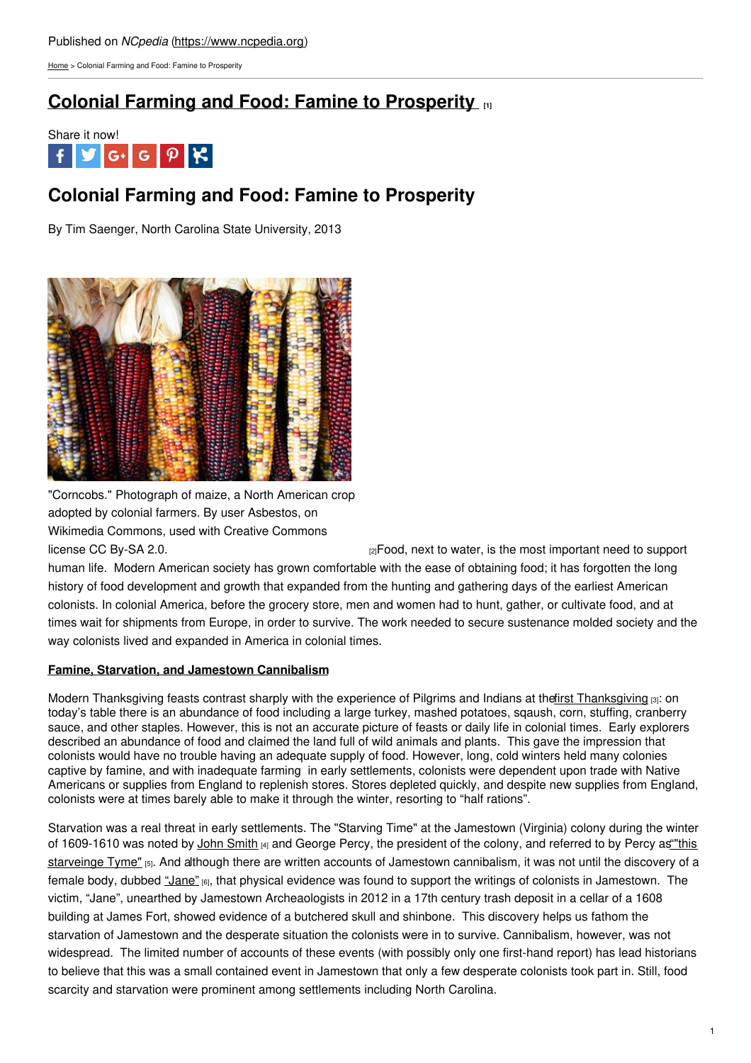Published on *NCpedia* (https://www.ncpedia.org)

Home > Colonial Farming and Food: Famine to Prosperity

# Colonial Farming and Food: Famine to Prosperity [1]

Share it now!

## Colonial Farming and Food: Famine to Prosperity

By Tim Saenger, North Carolina State University, 2013

"Corncobs." Photograph of maize, a North American crop adopted by colonial farmers. By user Asbestos, on Wikimedia Commons, used with Creative Commons license CC By-SA 2.0. [2]

Food, next to water, is the most important need to support human life. Modern American society has grown comfortable with the ease of obtaining food; it has forgotten the long history of food development and growth that expanded from the hunting and gathering days of the earliest American colonists. In colonial America, before the grocery store, men and women had to hunt, gather, or cultivate food, and at times wait for shipments from Europe, in order to survive. The work needed to secure sustenance molded society and the way colonists lived and expanded in America in colonial times.

### Famine, Starvation, and Jamestown Cannibalism

Modern Thanksgiving feasts contrast sharply with the experience of Pilgrims and Indians at the first Thanksgiving [3]: on today's table there is an abundance of food including a large turkey, mashed potatoes, sqaush, corn, stuffing, cranberry sauce, and other staples. However, this is not an accurate picture of feasts or daily life in colonial times. Early explorers described an abundance of food and claimed the land full of wild animals and plants. This gave the impression that colonists would have no trouble having an adequate supply of food. However, long, cold winters held many colonies captive by famine, and with inadequate farming in early settlements, colonists were dependent upon trade with Native Americans or supplies from England to replenish stores. Stores depleted quickly, and despite new supplies from England, colonists were at times barely able to make it through the winter, resorting to "half rations".

Starvation was a real threat in early settlements. The "Starving Time" at the Jamestown (Virginia) colony during the winter of 1609-1610 was noted by John Smith [4] and George Percy, the president of the colony, and referred to by Percy as "'this starveinge Tyme" [5]. And although there are written accounts of Jamestown cannibalism, it was not until the discovery of a female body, dubbed "Jane" [6], that physical evidence was found to support the writings of colonists in Jamestown. The victim, "Jane", unearthed by Jamestown Archeaologists in 2012 in a 17th century trash deposit in a cellar of a 1608 building at James Fort, showed evidence of a butchered skull and shinbone. This discovery helps us fathom the starvation of Jamestown and the desperate situation the colonists were in to survive. Cannibalism, however, was not widespread. The limited number of accounts of these events (with possibly only one first-hand report) has lead historians to believe that this was a small contained event in Jamestown that only a few desperate colonists took part in. Still, food scarcity and starvation were prominent among settlements including North Carolina.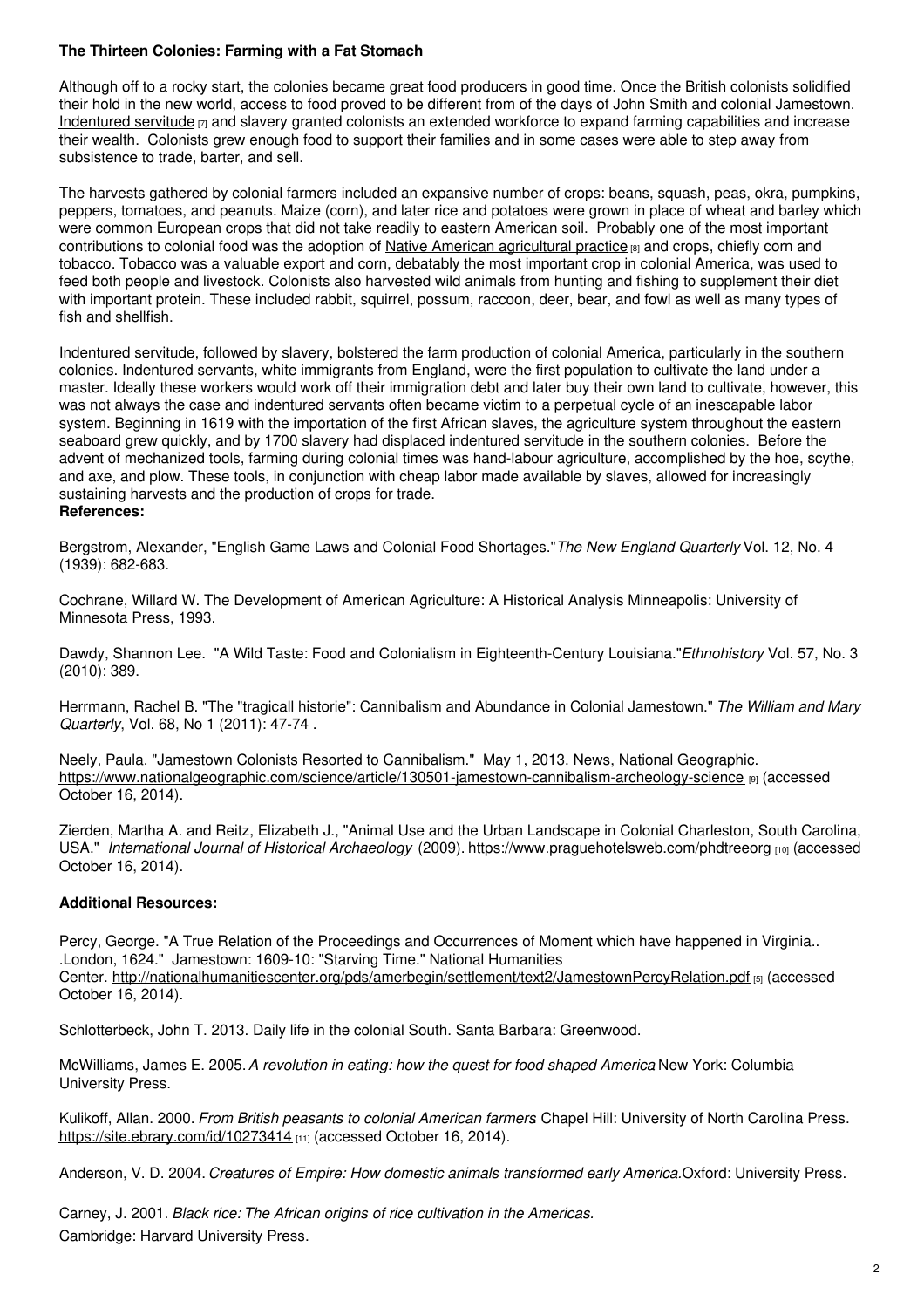## **The Thirteen Colonies: Farming with a Fat Stomach**

Although off to a rocky start, the colonies became great food producers in good time. Once the British colonists solidified their hold in the new world, access to food proved to be different from of the days of John Smith and colonial Jamestown. Indentured servitude [7] and slavery granted colonists an extended workforce to expand farming capabilities and increase their wealth. Colonists grew enough food to support their families and in some cases were able to step away from subsistence to trade, barter, and sell.

The harvests gathered by colonial farmers included an expansive number of crops: beans, squash, peas, okra, pumpkins, peppers, tomatoes, and peanuts. Maize (corn), and later rice and potatoes were grown in place of wheat and barley which were common European crops that did not take readily to eastern American soil. Probably one of the most important contributions to colonial food was the adoption of Native American agricultural practice [8] and crops, chiefly corn and tobacco. Tobacco was a valuable export and corn, debatably the most important crop in colonial America, was used to feed both people and livestock. Colonists also harvested wild animals from hunting and fishing to supplement their diet with important protein. These included rabbit, squirrel, possum, raccoon, deer, bear, and fowl as well as many types of fish and shellfish.

Indentured servitude, followed by slavery, bolstered the farm production of colonial America, particularly in the southern colonies. Indentured servants, white immigrants from England, were the first population to cultivate the land under a master. Ideally these workers would work off their immigration debt and later buy their own land to cultivate, however, this was not always the case and indentured servants often became victim to a perpetual cycle of an inescapable labor system. Beginning in 1619 with the importation of the first African slaves, the agriculture system throughout the eastern seaboard grew quickly, and by 1700 slavery had displaced indentured servitude in the southern colonies. Before the advent of mechanized tools, farming during colonial times was hand-labour agriculture, accomplished by the hoe, scythe, and axe, and plow. These tools, in conjunction with cheap labor made available by slaves, allowed for increasingly sustaining harvests and the production of crops for trade.

**References:**

Bergstrom, Alexander, "English Game Laws and Colonial Food Shortages." *The New England Quarterly* Vol. 12, No. 4 (1939): 682-683.

Cochrane, Willard W. The Development of American Agriculture: A Historical Analysis Minneapolis: University of Minnesota Press, 1993.

Dawdy, Shannon Lee. "A Wild Taste: Food and Colonialism in Eighteenth-Century Louisiana." *Ethnohistory* Vol. 57, No. 3 (2010): 389.

Herrmann, Rachel B. "The "tragicall historie": Cannibalism and Abundance in Colonial Jamestown." *The William and Mary Quarterly*, Vol. 68, No 1 (2011): 47-74 .

Neely, Paula. "Jamestown Colonists Resorted to Cannibalism." May 1, 2013. News, National Geographic. https://www.nationalgeographic.com/science/article/130501-jamestown-cannibalism-archeology-science [9] (accessed October 16, 2014).

Zierden, Martha A. and Reitz, Elizabeth J., "Animal Use and the Urban Landscape in Colonial Charleston, South Carolina, USA." *International Journal of Historical Archaeology* (2009). https://www.praguehotelsweb.com/phdtreeorg [10] (accessed October 16, 2014).

### **Additional Resources:**

Percy, George. "A True Relation of the Proceedings and Occurrences of Moment which have happened in Virginia.. .London, 1624." Jamestown: 1609-10: "Starving Time." National Humanities Center. http://nationalhumanitiescenter.org/pds/amerbegin/settlement/text2/JamestownPercyRelation.pdf [5] (accessed October 16, 2014).

Schlotterbeck, John T. 2013. Daily life in the colonial South. Santa Barbara: Greenwood.

McWilliams, James E. 2005. *A revolution in eating: how the quest for food shaped America* New York: Columbia University Press.

Kulikoff, Allan. 2000. *From British peasants to colonial American farmers* Chapel Hill: University of North Carolina Press. https://site.ebrary.com/id/10273414 [11] (accessed October 16, 2014).

Anderson, V. D. 2004. *Creatures of Empire: How domestic animals transformed early America.* Oxford: University Press.

Carney, J. 2001. *Black rice: The African origins of rice cultivation in the Americas.*
Cambridge: Harvard University Press.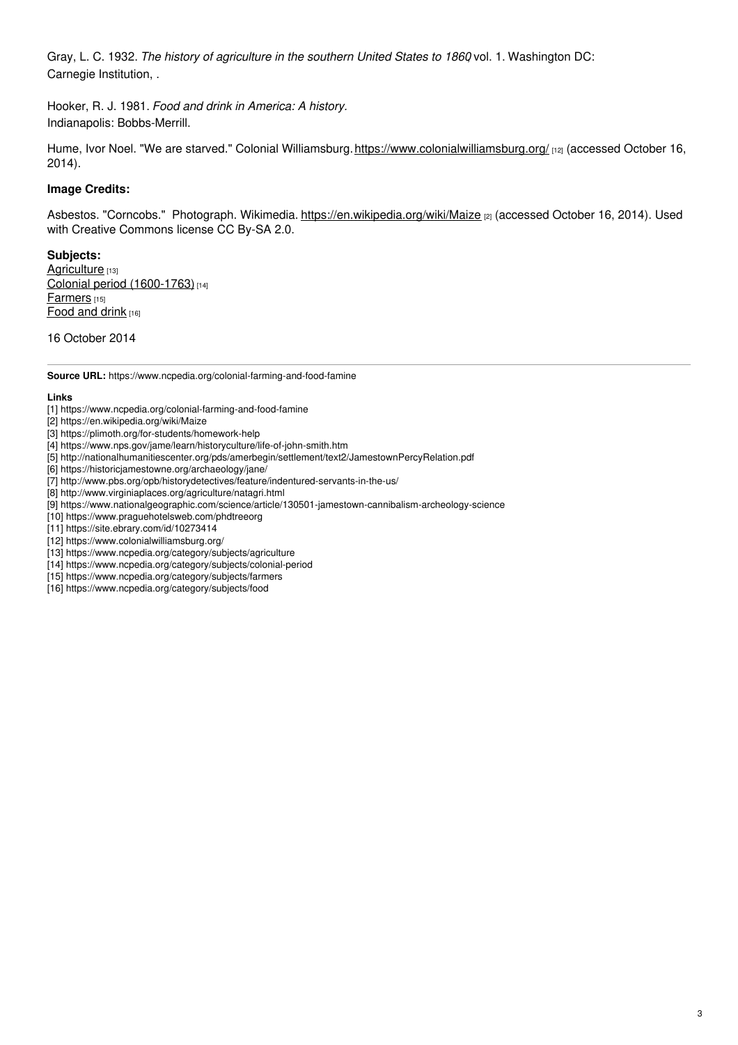Gray, L. C. 1932. *The history of agriculture in the southern United States to 1860* vol. 1. Washington DC: Carnegie Institution, .

Hooker, R. J. 1981. *Food and drink in America: A history*. Indianapolis: Bobbs-Merrill.

Hume, Ivor Noel. "We are starved." Colonial Williamsburg. https://www.colonialwilliamsburg.org/ [12] (accessed October 16, 2014).

**Image Credits:**

Asbestos. "Corncobs." Photograph. Wikimedia. https://en.wikipedia.org/wiki/Maize [2] (accessed October 16, 2014). Used with Creative Commons license CC By-SA 2.0.

**Subjects:**

Agriculture [13]
Colonial period (1600-1763) [14]
Farmers [15]
Food and drink [16]

16 October 2014

---

**Source URL:** https://www.ncpedia.org/colonial-farming-and-food-famine

**Links**

[1] https://www.ncpedia.org/colonial-farming-and-food-famine
[2] https://en.wikipedia.org/wiki/Maize
[3] https://plimoth.org/for-students/homework-help
[4] https://www.nps.gov/jame/learn/historyculture/life-of-john-smith.htm
[5] http://nationalhumanitiescenter.org/pds/amerbegin/settlement/text2/JamestownPercyRelation.pdf
[6] https://historicjamestowne.org/archaeology/jane/
[7] http://www.pbs.org/opb/historydetectives/feature/indentured-servants-in-the-us/
[8] http://www.virginiaplaces.org/agriculture/natagri.html
[9] https://www.nationalgeographic.com/science/article/130501-jamestown-cannibalism-archeology-science
[10] https://www.praguehotelsweb.com/phdtreeorg
[11] https://site.ebrary.com/id/10273414
[12] https://www.colonialwilliamsburg.org/
[13] https://www.ncpedia.org/category/subjects/agriculture
[14] https://www.ncpedia.org/category/subjects/colonial-period
[15] https://www.ncpedia.org/category/subjects/farmers
[16] https://www.ncpedia.org/category/subjects/food